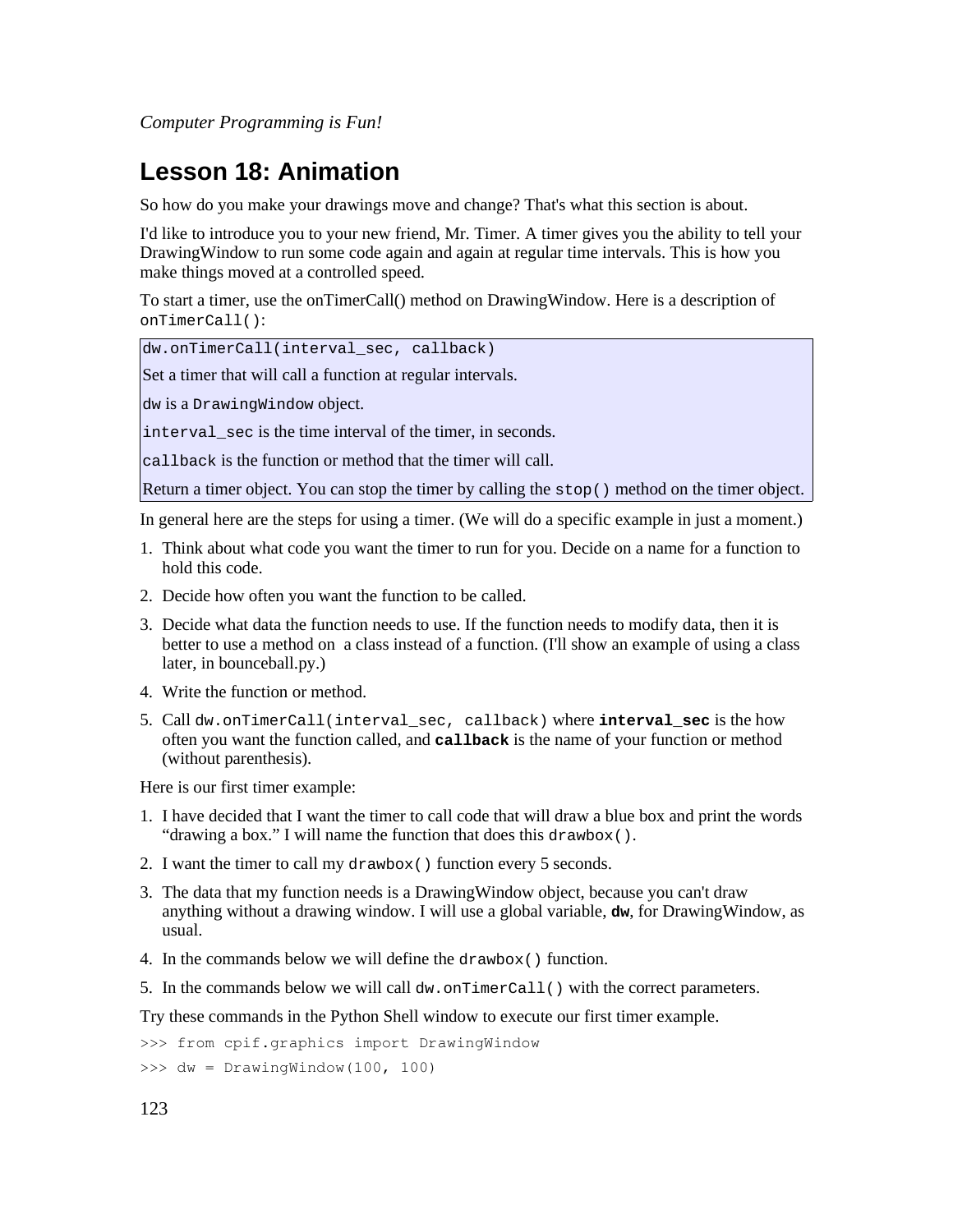# Lesson 18: Animation

So how do you make your drawings move and change? That's what this section is about.

I'd like to introduce you to your new friend, Mr. Timer. A timer gives you the ability to tell your DrawingWindow to run some code again and again at regular time intervals. This is how you make things moved at a controlled speed.

To start a timer, use the onTimerCall() method on DrawingWindow. Here is a description of `onTimerCall()`:

| `dw.onTimerCall(interval_sec, callback)` |
|---|
| Set a timer that will call a function at regular intervals. |
| `dw` is a `DrawingWindow` object. |
| `interval_sec` is the time interval of the timer, in seconds. |
| `callback` is the function or method that the timer will call. |
| Return a timer object. You can stop the timer by calling the `stop()` method on the timer object. |

In general here are the steps for using a timer. (We will do a specific example in just a moment.)

1. Think about what code you want the timer to run for you. Decide on a name for a function to hold this code.
2. Decide how often you want the function to be called.
3. Decide what data the function needs to use. If the function needs to modify data, then it is better to use a method on  a class instead of a function. (I'll show an example of using a class later, in bounceball.py.)
4. Write the function or method.
5. Call `dw.onTimerCall(interval_sec, callback)` where **`interval_sec`** is the how often you want the function called, and **`callback`** is the name of your function or method (without parenthesis).

Here is our first timer example:

1. I have decided that I want the timer to call code that will draw a blue box and print the words "drawing a box." I will name the function that does this `drawbox()`.
2. I want the timer to call my `drawbox()` function every 5 seconds.
3. The data that my function needs is a DrawingWindow object, because you can't draw anything without a drawing window. I will use a global variable, **`dw`**, for DrawingWindow, as usual.
4. In the commands below we will define the `drawbox()` function.
5. In the commands below we will call `dw.onTimerCall()` with the correct parameters.

Try these commands in the Python Shell window to execute our first timer example.

```
>>> from cpif.graphics import DrawingWindow
>>> dw = DrawingWindow(100, 100)
```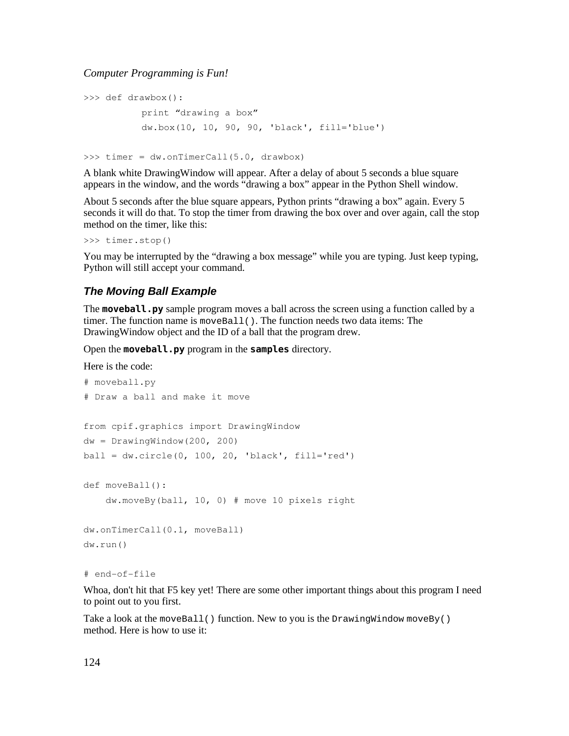```
>>> def drawbox():
          print "drawing a box"
          dw.box(10, 10, 90, 90, 'black', fill='blue')

>>> timer = dw.onTimerCall(5.0, drawbox)
```

A blank white DrawingWindow will appear. After a delay of about 5 seconds a blue square appears in the window, and the words "drawing a box" appear in the Python Shell window.

About 5 seconds after the blue square appears, Python prints "drawing a box" again. Every 5 seconds it will do that. To stop the timer from drawing the box over and over again, call the stop method on the timer, like this:

```
>>> timer.stop()
```

You may be interrupted by the "drawing a box message" while you are typing. Just keep typing, Python will still accept your command.

### *The Moving Ball Example*

The **moveball.py** sample program moves a ball across the screen using a function called by a timer. The function name is `moveBall()`. The function needs two data items: The DrawingWindow object and the ID of a ball that the program drew.

Open the **moveball.py** program in the **samples** directory.

Here is the code:

```
# moveball.py
# Draw a ball and make it move

from cpif.graphics import DrawingWindow
dw = DrawingWindow(200, 200)
ball = dw.circle(0, 100, 20, 'black', fill='red')

def moveBall():
    dw.moveBy(ball, 10, 0) # move 10 pixels right

dw.onTimerCall(0.1, moveBall)
dw.run()

# end-of-file
```

Whoa, don't hit that F5 key yet! There are some other important things about this program I need to point out to you first.

Take a look at the `moveBall()` function. New to you is the `DrawingWindow moveBy()` method. Here is how to use it: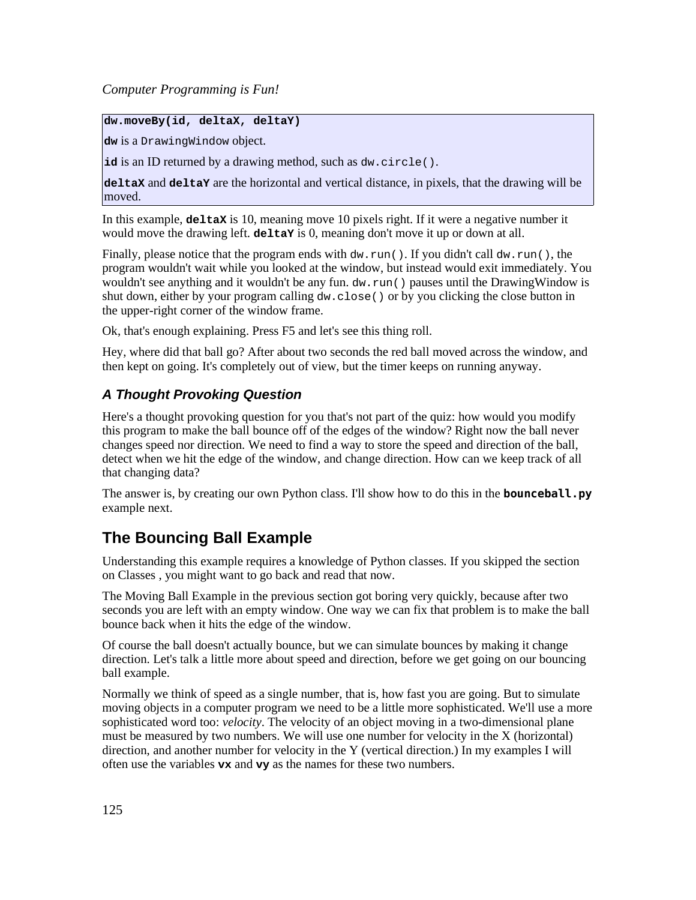**dw.moveBy(id, deltaX, deltaY)**

**dw** is a `DrawingWindow` object.

**id** is an ID returned by a drawing method, such as `dw.circle()`.

**deltaX** and **deltaY** are the horizontal and vertical distance, in pixels, that the drawing will be moved.

In this example, **deltaX** is 10, meaning move 10 pixels right. If it were a negative number it would move the drawing left. **deltaY** is 0, meaning don't move it up or down at all.

Finally, please notice that the program ends with `dw.run()`. If you didn't call `dw.run()`, the program wouldn't wait while you looked at the window, but instead would exit immediately. You wouldn't see anything and it wouldn't be any fun. `dw.run()` pauses until the DrawingWindow is shut down, either by your program calling `dw.close()` or by you clicking the close button in the upper-right corner of the window frame.

Ok, that's enough explaining. Press F5 and let's see this thing roll.

Hey, where did that ball go? After about two seconds the red ball moved across the window, and then kept on going. It's completely out of view, but the timer keeps on running anyway.

### *A Thought Provoking Question*

Here's a thought provoking question for you that's not part of the quiz: how would you modify this program to make the ball bounce off of the edges of the window? Right now the ball never changes speed nor direction. We need to find a way to store the speed and direction of the ball, detect when we hit the edge of the window, and change direction. How can we keep track of all that changing data?

The answer is, by creating our own Python class. I'll show how to do this in the **bounceball.py** example next.

## The Bouncing Ball Example

Understanding this example requires a knowledge of Python classes. If you skipped the section on Classes , you might want to go back and read that now.

The Moving Ball Example in the previous section got boring very quickly, because after two seconds you are left with an empty window. One way we can fix that problem is to make the ball bounce back when it hits the edge of the window.

Of course the ball doesn't actually bounce, but we can simulate bounces by making it change direction. Let's talk a little more about speed and direction, before we get going on our bouncing ball example.

Normally we think of speed as a single number, that is, how fast you are going. But to simulate moving objects in a computer program we need to be a little more sophisticated. We'll use a more sophisticated word too: *velocity*. The velocity of an object moving in a two-dimensional plane must be measured by two numbers. We will use one number for velocity in the X (horizontal) direction, and another number for velocity in the Y (vertical direction.) In my examples I will often use the variables **vx** and **vy** as the names for these two numbers.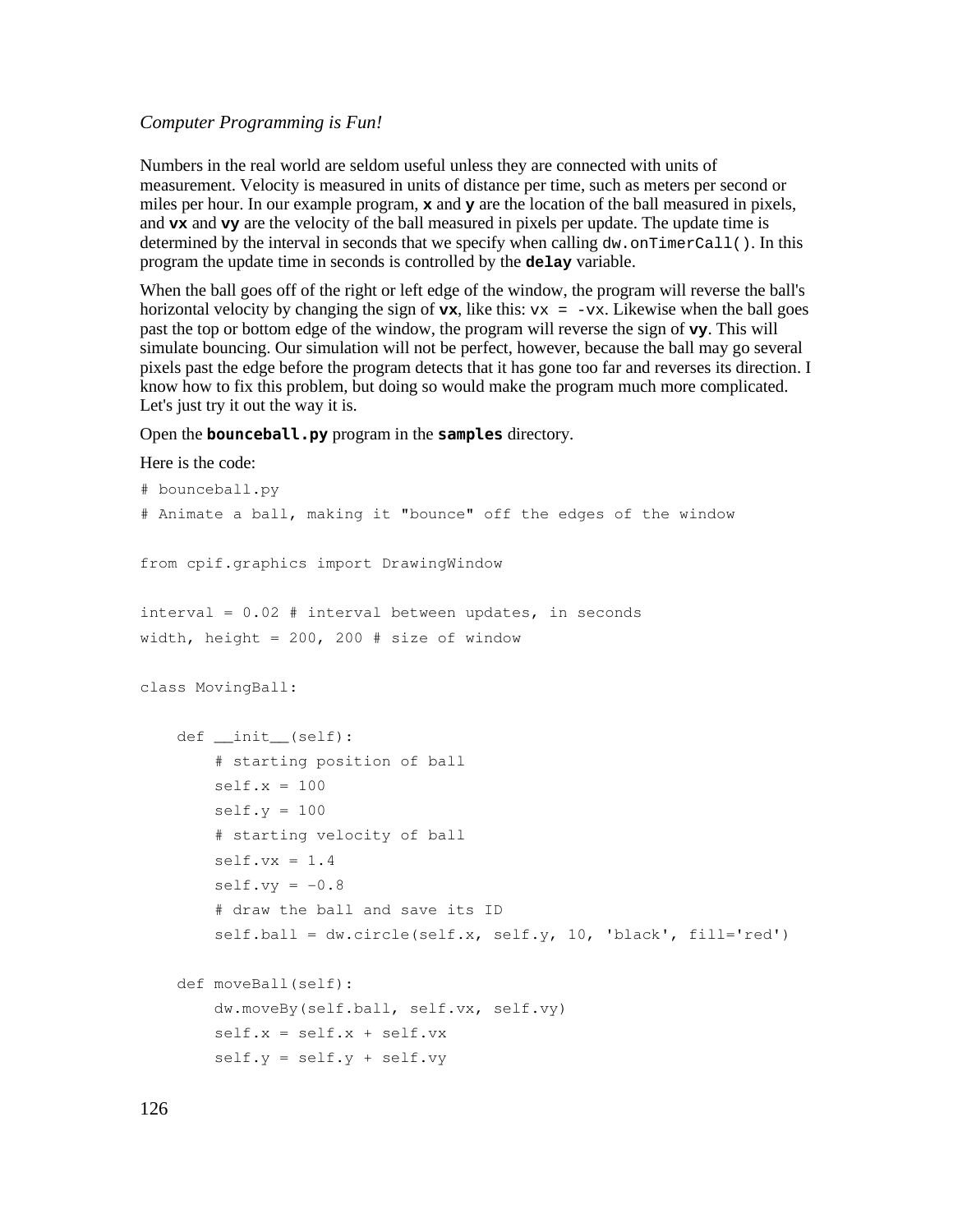Numbers in the real world are seldom useful unless they are connected with units of measurement. Velocity is measured in units of distance per time, such as meters per second or miles per hour. In our example program, **x** and **y** are the location of the ball measured in pixels, and **vx** and **vy** are the velocity of the ball measured in pixels per update. The update time is determined by the interval in seconds that we specify when calling `dw.onTimerCall()`. In this program the update time in seconds is controlled by the **delay** variable.

When the ball goes off of the right or left edge of the window, the program will reverse the ball's horizontal velocity by changing the sign of **vx**, like this: `vx = -vx`. Likewise when the ball goes past the top or bottom edge of the window, the program will reverse the sign of **vy**. This will simulate bouncing. Our simulation will not be perfect, however, because the ball may go several pixels past the edge before the program detects that it has gone too far and reverses its direction. I know how to fix this problem, but doing so would make the program much more complicated. Let's just try it out the way it is.

Open the **bounceball.py** program in the **samples** directory.

Here is the code:

```
# bounceball.py
# Animate a ball, making it "bounce" off the edges of the window

from cpif.graphics import DrawingWindow

interval = 0.02 # interval between updates, in seconds
width, height = 200, 200 # size of window

class MovingBall:

    def __init__(self):
        # starting position of ball
        self.x = 100
        self.y = 100
        # starting velocity of ball
        self.vx = 1.4
        self.vy = -0.8
        # draw the ball and save its ID
        self.ball = dw.circle(self.x, self.y, 10, 'black', fill='red')

    def moveBall(self):
        dw.moveBy(self.ball, self.vx, self.vy)
        self.x = self.x + self.vx
        self.y = self.y + self.vy
```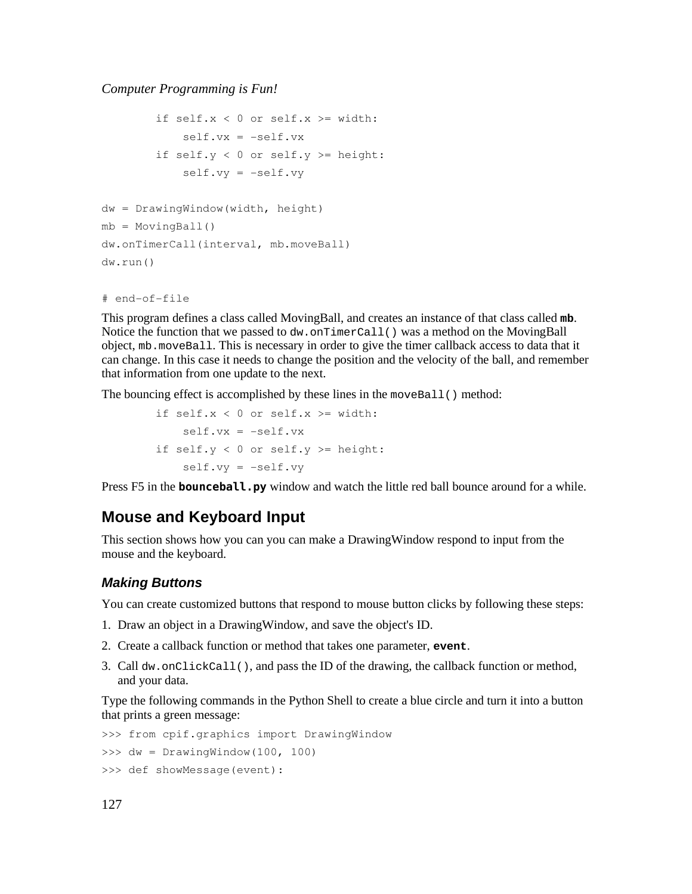```
        if self.x < 0 or self.x >= width:
            self.vx = -self.vx
        if self.y < 0 or self.y >= height:
            self.vy = -self.vy

dw = DrawingWindow(width, height)
mb = MovingBall()
dw.onTimerCall(interval, mb.moveBall)
dw.run()

# end-of-file
```

This program defines a class called MovingBall, and creates an instance of that class called **mb**. Notice the function that we passed to `dw.onTimerCall()` was a method on the MovingBall object, `mb.moveBall`. This is necessary in order to give the timer callback access to data that it can change. In this case it needs to change the position and the velocity of the ball, and remember that information from one update to the next.

The bouncing effect is accomplished by these lines in the `moveBall()` method:

```
        if self.x < 0 or self.x >= width:
            self.vx = -self.vx
        if self.y < 0 or self.y >= height:
            self.vy = -self.vy
```

Press F5 in the **bounceball.py** window and watch the little red ball bounce around for a while.

## Mouse and Keyboard Input

This section shows how you can you can make a DrawingWindow respond to input from the mouse and the keyboard.

### *Making Buttons*

You can create customized buttons that respond to mouse button clicks by following these steps:

1. Draw an object in a DrawingWindow, and save the object's ID.
2. Create a callback function or method that takes one parameter, **event**.
3. Call `dw.onClickCall()`, and pass the ID of the drawing, the callback function or method, and your data.

Type the following commands in the Python Shell to create a blue circle and turn it into a button that prints a green message:

```
>>> from cpif.graphics import DrawingWindow
>>> dw = DrawingWindow(100, 100)
>>> def showMessage(event):
```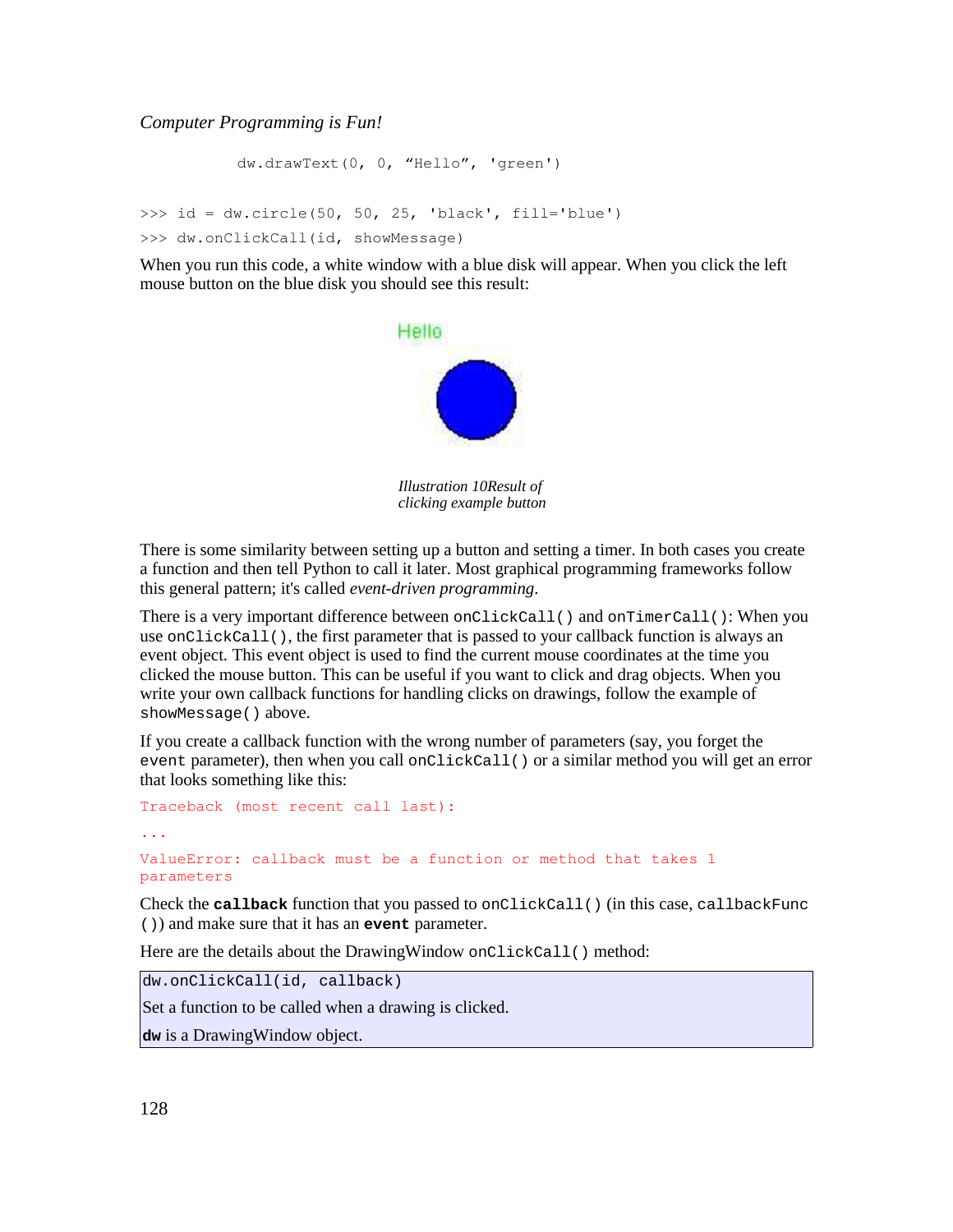```
        dw.drawText(0, 0, "Hello", 'green')

>>> id = dw.circle(50, 50, 25, 'black', fill='blue')
>>> dw.onClickCall(id, showMessage)
```

When you run this code, a white window with a blue disk will appear. When you click the left mouse button on the blue disk you should see this result:

*Illustration 10Result of clicking example button*

There is some similarity between setting up a button and setting a timer. In both cases you create a function and then tell Python to call it later. Most graphical programming frameworks follow this general pattern; it's called *event-driven programming*.

There is a very important difference between `onClickCall()` and `onTimerCall()`: When you use `onClickCall()`, the first parameter that is passed to your callback function is always an event object. This event object is used to find the current mouse coordinates at the time you clicked the mouse button. This can be useful if you want to click and drag objects. When you write your own callback functions for handling clicks on drawings, follow the example of `showMessage()` above.

If you create a callback function with the wrong number of parameters (say, you forget the `event` parameter), then when you call `onClickCall()` or a similar method you will get an error that looks something like this:

```
Traceback (most recent call last):
...
ValueError: callback must be a function or method that takes 1 parameters
```

Check the **`callback`** function that you passed to `onClickCall()` (in this case, `callbackFunc()`) and make sure that it has an **`event`** parameter.

Here are the details about the DrawingWindow `onClickCall()` method:

| `dw.onClickCall(id, callback)` |
|---|
| Set a function to be called when a drawing is clicked. |
| **`dw`** is a DrawingWindow object. |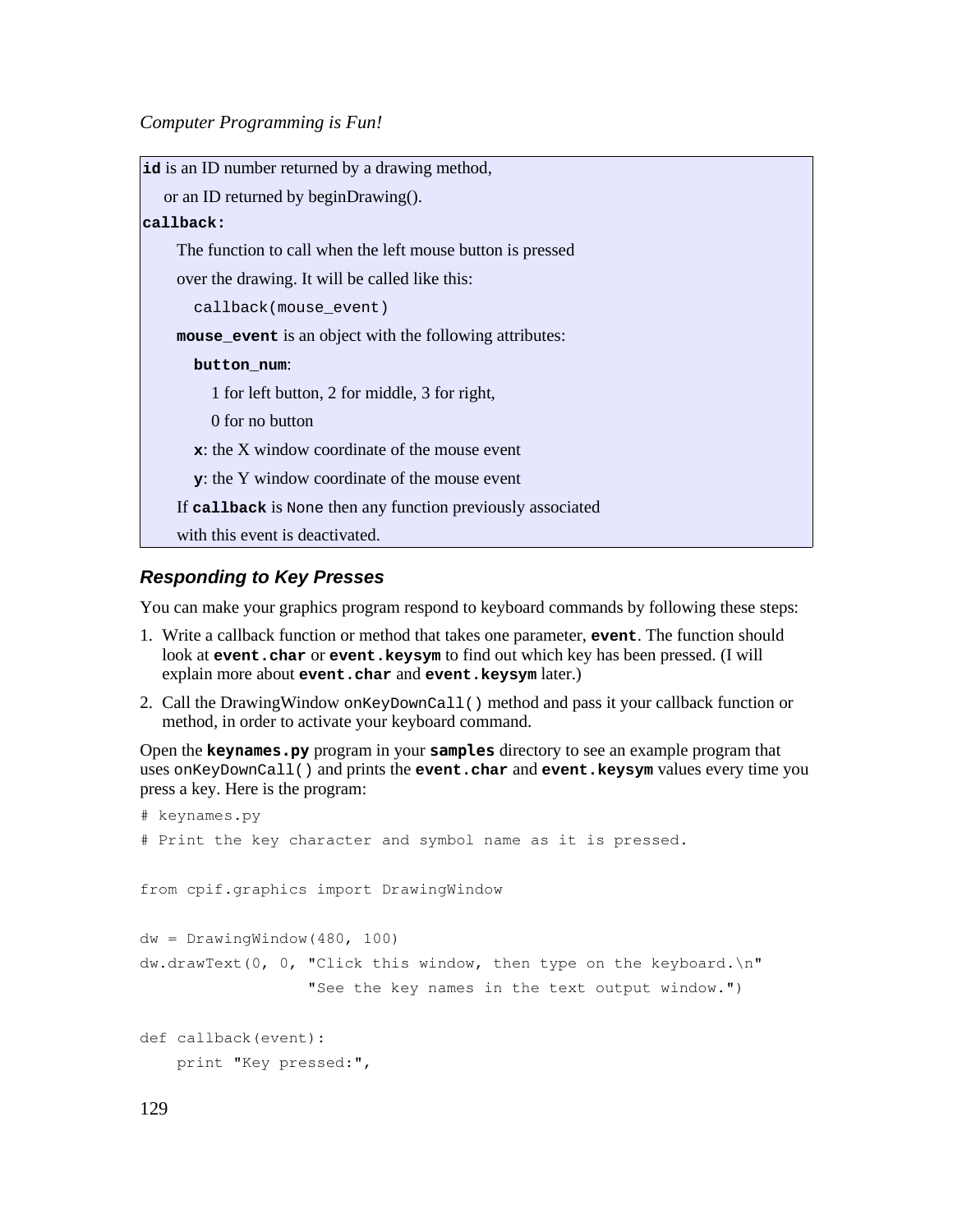**id** is an ID number returned by a drawing method,

    or an ID returned by beginDrawing().

**callback:**

> The function to call when the left mouse button is pressed
>
> over the drawing. It will be called like this:
>
> `callback(mouse_event)`
>
> **mouse_event** is an object with the following attributes:
>
> **button_num**:
>
> 1 for left button, 2 for middle, 3 for right,
>
> 0 for no button
>
> **x**: the X window coordinate of the mouse event
>
> **y**: the Y window coordinate of the mouse event
>
> If **callback** is `None` then any function previously associated
>
> with this event is deactivated.

### *Responding to Key Presses*

You can make your graphics program respond to keyboard commands by following these steps:

1. Write a callback function or method that takes one parameter, **`event`**. The function should look at **`event.char`** or **`event.keysym`** to find out which key has been pressed. (I will explain more about **`event.char`** and **`event.keysym`** later.)
2. Call the DrawingWindow `onKeyDownCall()` method and pass it your callback function or method, in order to activate your keyboard command.

Open the **`keynames.py`** program in your **`samples`** directory to see an example program that uses `onKeyDownCall()` and prints the **`event.char`** and **`event.keysym`** values every time you press a key. Here is the program:

```
# keynames.py
# Print the key character and symbol name as it is pressed.

from cpif.graphics import DrawingWindow

dw = DrawingWindow(480, 100)
dw.drawText(0, 0, "Click this window, then type on the keyboard.\n"
                  "See the key names in the text output window.")

def callback(event):
    print "Key pressed:",
```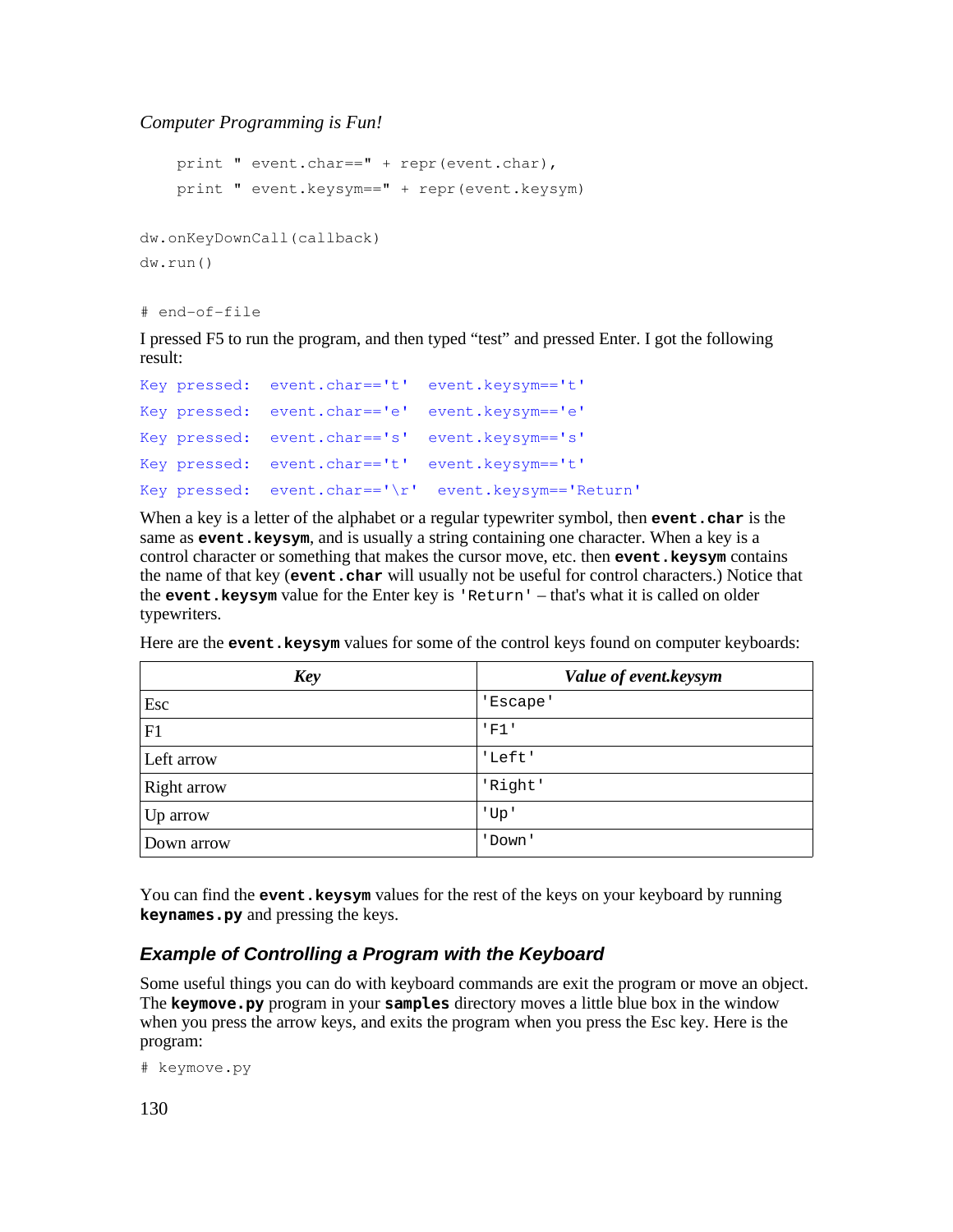```
    print " event.char==" + repr(event.char),
    print " event.keysym==" + repr(event.keysym)

dw.onKeyDownCall(callback)
dw.run()

# end-of-file
```

I pressed F5 to run the program, and then typed “test” and pressed Enter. I got the following result:

```
Key pressed:  event.char=='t'  event.keysym=='t'
Key pressed:  event.char=='e'  event.keysym=='e'
Key pressed:  event.char=='s'  event.keysym=='s'
Key pressed:  event.char=='t'  event.keysym=='t'
Key pressed:  event.char=='\r'  event.keysym=='Return'
```

When a key is a letter of the alphabet or a regular typewriter symbol, then **`event.char`** is the same as **`event.keysym`**, and is usually a string containing one character. When a key is a control character or something that makes the cursor move, etc. then **`event.keysym`** contains the name of that key (**`event.char`** will usually not be useful for control characters.) Notice that the **`event.keysym`** value for the Enter key is `'Return'` – that's what it is called on older typewriters.

Here are the **`event.keysym`** values for some of the control keys found on computer keyboards:

| *Key* | *Value of event.keysym* |
|---|---|
| Esc | `'Escape'` |
| F1 | `'F1'` |
| Left arrow | `'Left'` |
| Right arrow | `'Right'` |
| Up arrow | `'Up'` |
| Down arrow | `'Down'` |

You can find the **`event.keysym`** values for the rest of the keys on your keyboard by running **`keynames.py`** and pressing the keys.

### *Example of Controlling a Program with the Keyboard*

Some useful things you can do with keyboard commands are exit the program or move an object. The **`keymove.py`** program in your **`samples`** directory moves a little blue box in the window when you press the arrow keys, and exits the program when you press the Esc key. Here is the program:

```
# keymove.py
```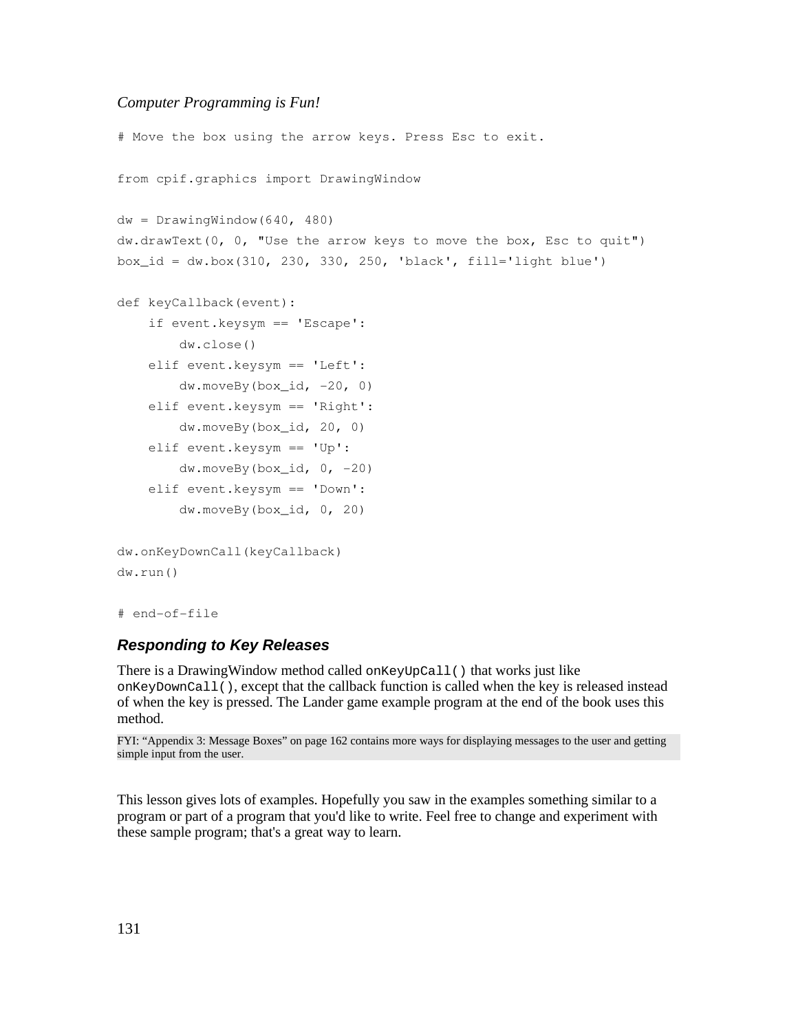```
# Move the box using the arrow keys. Press Esc to exit.

from cpif.graphics import DrawingWindow

dw = DrawingWindow(640, 480)
dw.drawText(0, 0, "Use the arrow keys to move the box, Esc to quit")
box_id = dw.box(310, 230, 330, 250, 'black', fill='light blue')

def keyCallback(event):
    if event.keysym == 'Escape':
        dw.close()
    elif event.keysym == 'Left':
        dw.moveBy(box_id, -20, 0)
    elif event.keysym == 'Right':
        dw.moveBy(box_id, 20, 0)
    elif event.keysym == 'Up':
        dw.moveBy(box_id, 0, -20)
    elif event.keysym == 'Down':
        dw.moveBy(box_id, 0, 20)

dw.onKeyDownCall(keyCallback)
dw.run()

# end-of-file
```

### Responding to Key Releases

There is a DrawingWindow method called `onKeyUpCall()` that works just like `onKeyDownCall()`, except that the callback function is called when the key is released instead of when the key is pressed. The Lander game example program at the end of the book uses this method.

FYI: "Appendix 3: Message Boxes" on page 162 contains more ways for displaying messages to the user and getting simple input from the user.

This lesson gives lots of examples. Hopefully you saw in the examples something similar to a program or part of a program that you'd like to write. Feel free to change and experiment with these sample program; that's a great way to learn.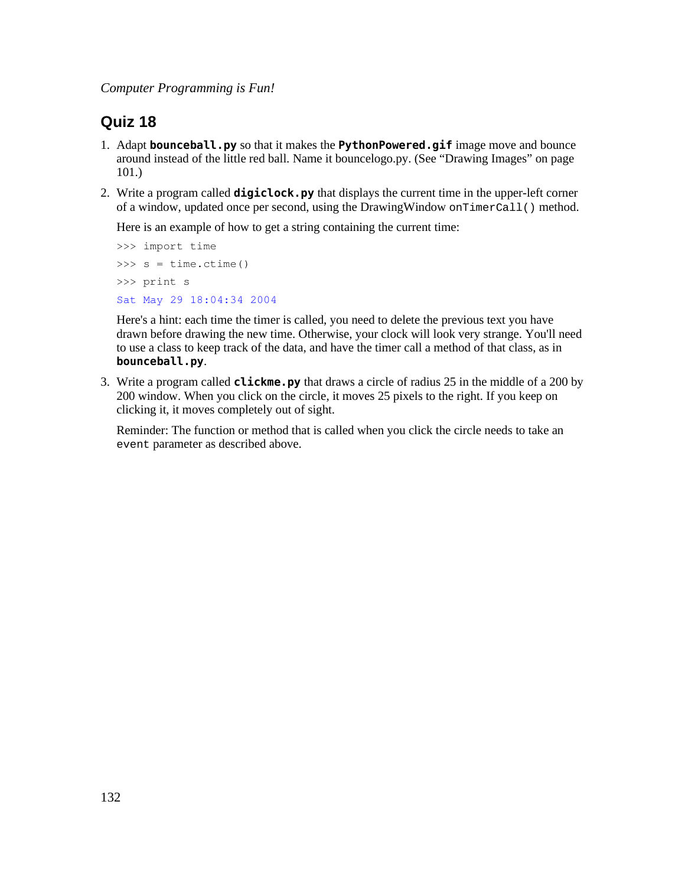## Quiz 18

1. Adapt **bounceball.py** so that it makes the **PythonPowered.gif** image move and bounce around instead of the little red ball. Name it bouncelogo.py. (See “Drawing Images” on page 101.)

2. Write a program called **digiclock.py** that displays the current time in the upper-left corner of a window, updated once per second, using the DrawingWindow `onTimerCall()` method.

   Here is an example of how to get a string containing the current time:

   ```
   >>> import time
   >>> s = time.ctime()
   >>> print s
   Sat May 29 18:04:34 2004
   ```

   Here's a hint: each time the timer is called, you need to delete the previous text you have drawn before drawing the new time. Otherwise, your clock will look very strange. You'll need to use a class to keep track of the data, and have the timer call a method of that class, as in **bounceball.py**.

3. Write a program called **clickme.py** that draws a circle of radius 25 in the middle of a 200 by 200 window. When you click on the circle, it moves 25 pixels to the right. If you keep on clicking it, it moves completely out of sight.

   Reminder: The function or method that is called when you click the circle needs to take an `event` parameter as described above.